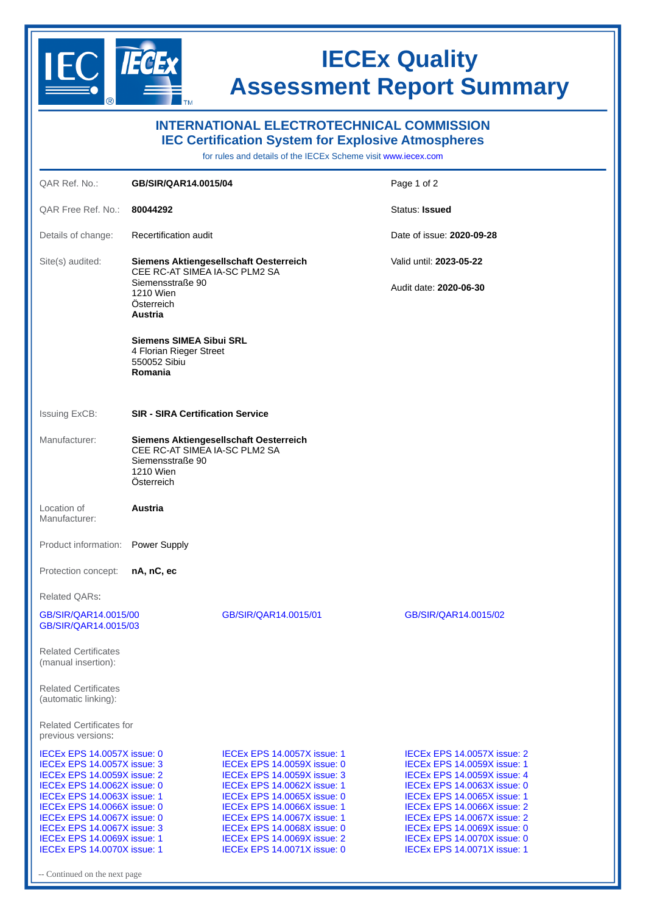# IECEx Quality Assessment Report Summary

## INTERNATIONAL ELECTROTECHNICAL COMMISSION
## IEC Certification System for Explosive Atmospheres

for rules and details of the IECEx Scheme visit www.iecex.com

| | | |
|---|---|---|
| QAR Ref. No.: | **GB/SIR/QAR14.0015/04** | Page 1 of 2 |
| QAR Free Ref. No.: | **80044292** | Status: **Issued** |
| Details of change: | Recertification audit | Date of issue: **2020-09-28** |
| Site(s) audited: | **Siemens Aktiengesellschaft Oesterreich**<br>CEE RC-AT SIMEA IA-SC PLM2 SA<br>Siemensstraße 90<br>1210 Wien<br>Österreich<br>**Austria**<br><br>**Siemens SIMEA Sibui SRL**<br>4 Florian Rieger Street<br>550052 Sibiu<br>**Romania** | Valid until: **2023-05-22**<br><br>Audit date: **2020-06-30** |
| Issuing ExCB: | **SIR - SIRA Certification Service** | |
| Manufacturer: | **Siemens Aktiengesellschaft Oesterreich**<br>CEE RC-AT SIMEA IA-SC PLM2 SA<br>Siemensstraße 90<br>1210 Wien<br>Österreich | |
| Location of Manufacturer: | **Austria** | |
| Product information: | Power Supply | |
| Protection concept: | **nA, nC, ec** | |

Related QARs:

| | | |
|---|---|---|
| GB/SIR/QAR14.0015/00<br>GB/SIR/QAR14.0015/03 | GB/SIR/QAR14.0015/01 | GB/SIR/QAR14.0015/02 |

Related Certificates (manual insertion):

Related Certificates (automatic linking):

Related Certificates for previous versions:

| | | |
|---|---|---|
| IECEx EPS 14.0057X issue: 0 | IECEx EPS 14.0057X issue: 1 | IECEx EPS 14.0057X issue: 2 |
| IECEx EPS 14.0057X issue: 3 | IECEx EPS 14.0059X issue: 0 | IECEx EPS 14.0059X issue: 1 |
| IECEx EPS 14.0059X issue: 2 | IECEx EPS 14.0059X issue: 3 | IECEx EPS 14.0059X issue: 4 |
| IECEx EPS 14.0062X issue: 0 | IECEx EPS 14.0062X issue: 1 | IECEx EPS 14.0063X issue: 0 |
| IECEx EPS 14.0063X issue: 1 | IECEx EPS 14.0065X issue: 0 | IECEx EPS 14.0065X issue: 1 |
| IECEx EPS 14.0066X issue: 0 | IECEx EPS 14.0066X issue: 1 | IECEx EPS 14.0066X issue: 2 |
| IECEx EPS 14.0067X issue: 0 | IECEx EPS 14.0067X issue: 1 | IECEx EPS 14.0067X issue: 2 |
| IECEx EPS 14.0067X issue: 3 | IECEx EPS 14.0068X issue: 0 | IECEx EPS 14.0069X issue: 0 |
| IECEx EPS 14.0069X issue: 1 | IECEx EPS 14.0069X issue: 2 | IECEx EPS 14.0070X issue: 0 |
| IECEx EPS 14.0070X issue: 1 | IECEx EPS 14.0071X issue: 0 | IECEx EPS 14.0071X issue: 1 |

-- Continued on the next page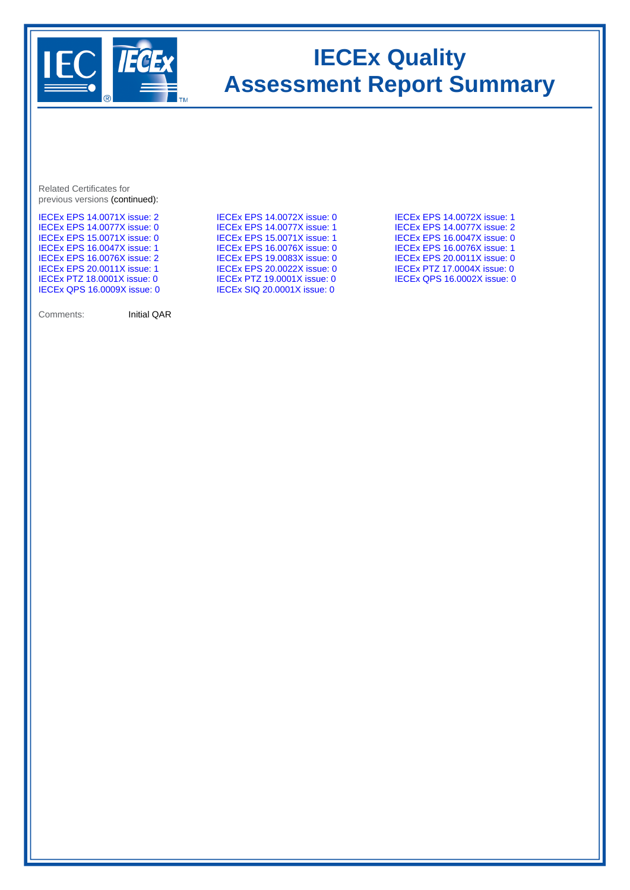# IECEx Quality Assessment Report Summary

Related Certificates for previous versions (continued):

| | | |
|---|---|---|
| IECEx EPS 14.0071X issue: 2 | IECEx EPS 14.0072X issue: 0 | IECEx EPS 14.0072X issue: 1 |
| IECEx EPS 14.0077X issue: 0 | IECEx EPS 14.0077X issue: 1 | IECEx EPS 14.0077X issue: 2 |
| IECEx EPS 15.0071X issue: 0 | IECEx EPS 15.0071X issue: 1 | IECEx EPS 16.0047X issue: 0 |
| IECEx EPS 16.0047X issue: 1 | IECEx EPS 16.0076X issue: 0 | IECEx EPS 16.0076X issue: 1 |
| IECEx EPS 16.0076X issue: 2 | IECEx EPS 19.0083X issue: 0 | IECEx EPS 20.0011X issue: 0 |
| IECEx EPS 20.0011X issue: 1 | IECEx EPS 20.0022X issue: 0 | IECEx PTZ 17.0004X issue: 0 |
| IECEx PTZ 18.0001X issue: 0 | IECEx PTZ 19.0001X issue: 0 | IECEx QPS 16.0002X issue: 0 |
| IECEx QPS 16.0009X issue: 0 | IECEx SIQ 20.0001X issue: 0 | |

Comments: Initial QAR